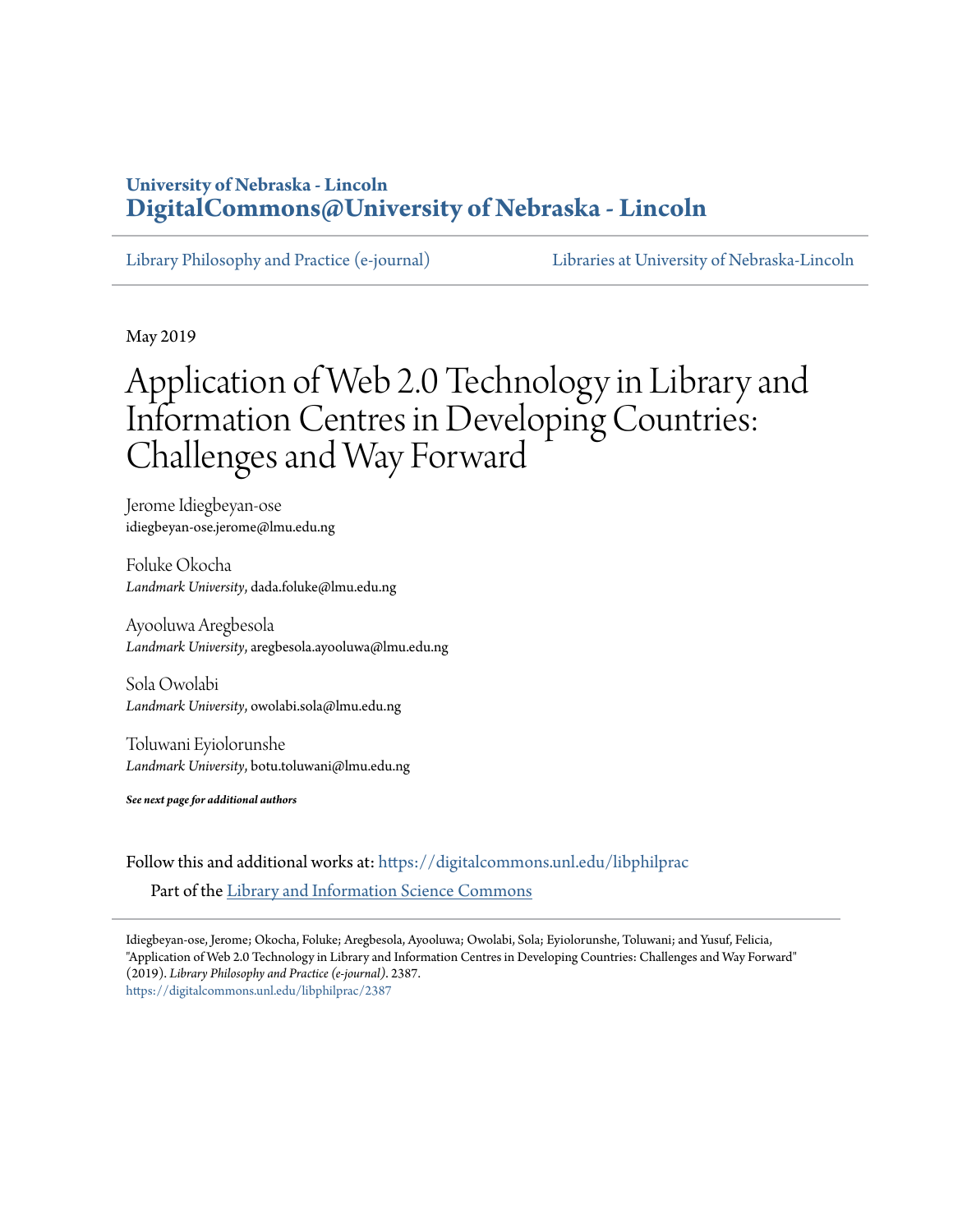**University of Nebraska - Lincoln**
**DigitalCommons@University of Nebraska - Lincoln**

Library Philosophy and Practice (e-journal) | Libraries at University of Nebraska-Lincoln

May 2019

# Application of Web 2.0 Technology in Library and Information Centres in Developing Countries: Challenges and Way Forward

Jerome Idiegbeyan-ose
idiegbeyan-ose.jerome@lmu.edu.ng

Foluke Okocha
*Landmark University*, dada.foluke@lmu.edu.ng

Ayooluwa Aregbesola
*Landmark University*, aregbesola.ayooluwa@lmu.edu.ng

Sola Owolabi
*Landmark University*, owolabi.sola@lmu.edu.ng

Toluwani Eyiolorunshe
*Landmark University*, botu.toluwani@lmu.edu.ng

***See next page for additional authors***

Follow this and additional works at: https://digitalcommons.unl.edu/libphilprac

Part of the Library and Information Science Commons

Idiegbeyan-ose, Jerome; Okocha, Foluke; Aregbesola, Ayooluwa; Owolabi, Sola; Eyiolorunshe, Toluwani; and Yusuf, Felicia, "Application of Web 2.0 Technology in Library and Information Centres in Developing Countries: Challenges and Way Forward" (2019). *Library Philosophy and Practice (e-journal)*. 2387.
https://digitalcommons.unl.edu/libphilprac/2387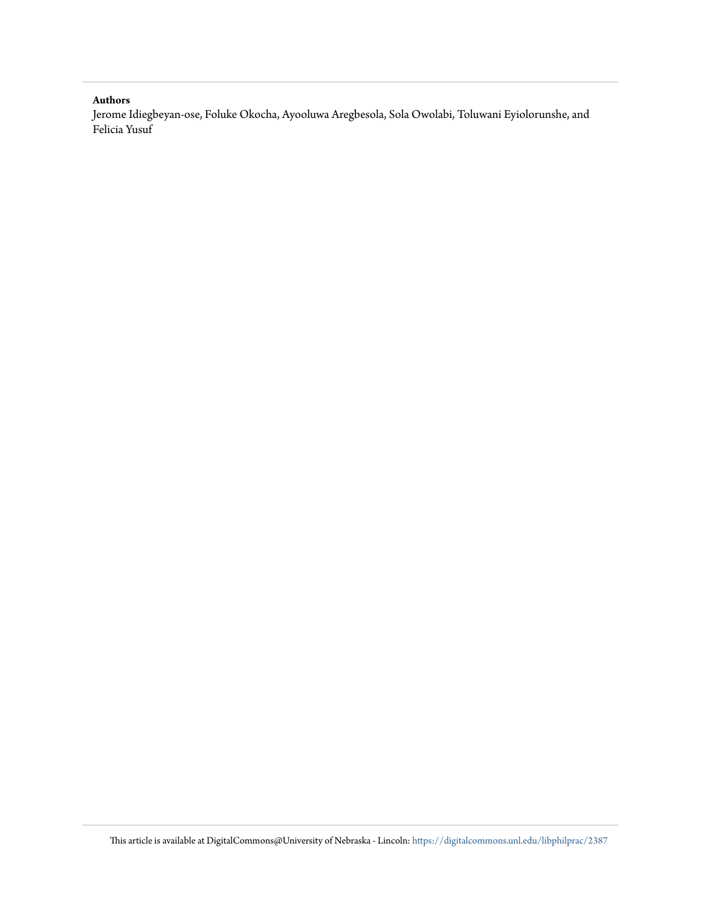**Authors**

Jerome Idiegbeyan-ose, Foluke Okocha, Ayooluwa Aregbesola, Sola Owolabi, Toluwani Eyiolorunshe, and Felicia Yusuf

This article is available at DigitalCommons@University of Nebraska - Lincoln: https://digitalcommons.unl.edu/libphilprac/2387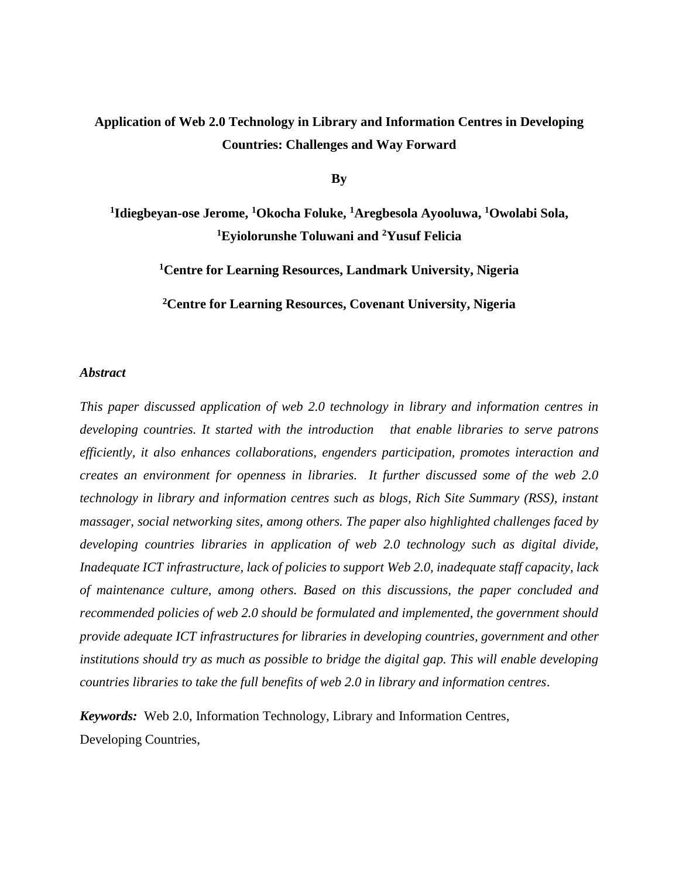# Application of Web 2.0 Technology in Library and Information Centres in Developing Countries: Challenges and Way Forward

**By**

**[1]Idiegbeyan-ose Jerome, [1]Okocha Foluke, [1]Aregbesola Ayooluwa, [1]Owolabi Sola, [1]Eyiolorunshe Toluwani and [2]Yusuf Felicia**

**[1]Centre for Learning Resources, Landmark University, Nigeria**

**[2]Centre for Learning Resources, Covenant University, Nigeria**

***Abstract***

*This paper discussed application of web 2.0 technology in library and information centres in developing countries. It started with the introduction that enable libraries to serve patrons efficiently, it also enhances collaborations, engenders participation, promotes interaction and creates an environment for openness in libraries. It further discussed some of the web 2.0 technology in library and information centres such as blogs, Rich Site Summary (RSS), instant massager, social networking sites, among others. The paper also highlighted challenges faced by developing countries libraries in application of web 2.0 technology such as digital divide, Inadequate ICT infrastructure, lack of policies to support Web 2.0, inadequate staff capacity, lack of maintenance culture, among others. Based on this discussions, the paper concluded and recommended policies of web 2.0 should be formulated and implemented, the government should provide adequate ICT infrastructures for libraries in developing countries, government and other institutions should try as much as possible to bridge the digital gap. This will enable developing countries libraries to take the full benefits of web 2.0 in library and information centres*.

***Keywords:*** Web 2.0, Information Technology, Library and Information Centres, Developing Countries,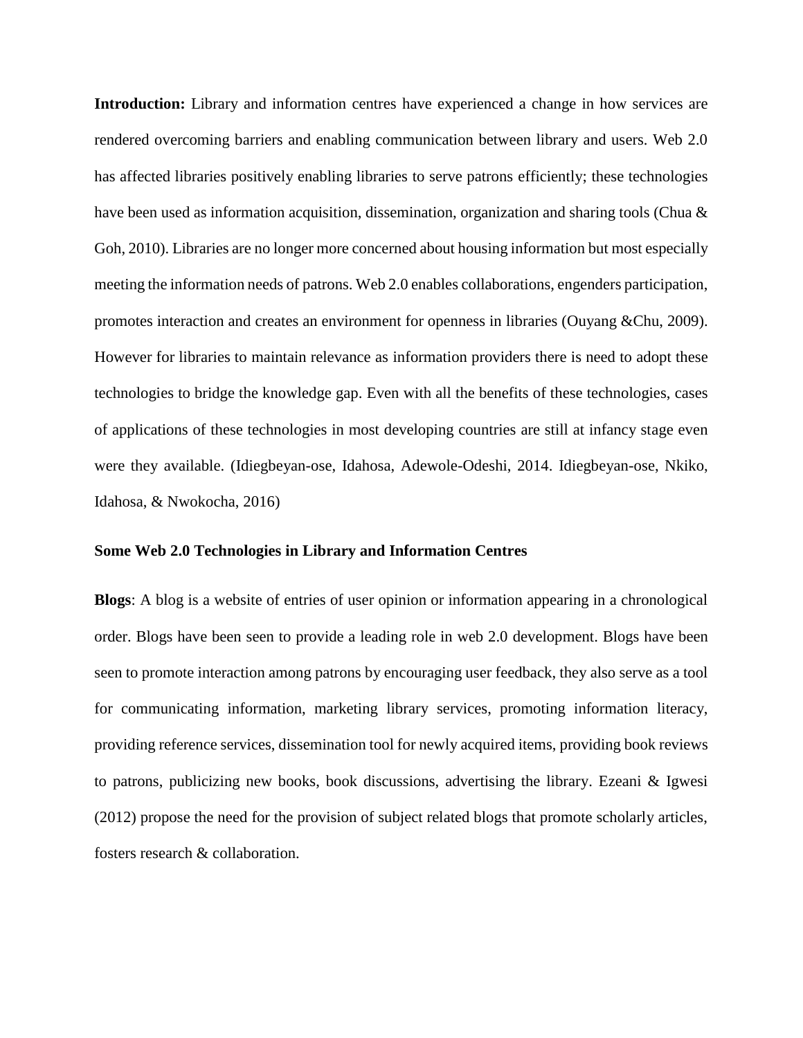**Introduction:** Library and information centres have experienced a change in how services are rendered overcoming barriers and enabling communication between library and users. Web 2.0 has affected libraries positively enabling libraries to serve patrons efficiently; these technologies have been used as information acquisition, dissemination, organization and sharing tools (Chua & Goh, 2010). Libraries are no longer more concerned about housing information but most especially meeting the information needs of patrons. Web 2.0 enables collaborations, engenders participation, promotes interaction and creates an environment for openness in libraries (Ouyang &Chu, 2009). However for libraries to maintain relevance as information providers there is need to adopt these technologies to bridge the knowledge gap. Even with all the benefits of these technologies, cases of applications of these technologies in most developing countries are still at infancy stage even were they available. (Idiegbeyan-ose, Idahosa, Adewole-Odeshi, 2014. Idiegbeyan-ose, Nkiko, Idahosa, & Nwokocha, 2016)

**Some Web 2.0 Technologies in Library and Information Centres**

**Blogs**: A blog is a website of entries of user opinion or information appearing in a chronological order. Blogs have been seen to provide a leading role in web 2.0 development. Blogs have been seen to promote interaction among patrons by encouraging user feedback, they also serve as a tool for communicating information, marketing library services, promoting information literacy, providing reference services, dissemination tool for newly acquired items, providing book reviews to patrons, publicizing new books, book discussions, advertising the library. Ezeani & Igwesi (2012) propose the need for the provision of subject related blogs that promote scholarly articles, fosters research & collaboration.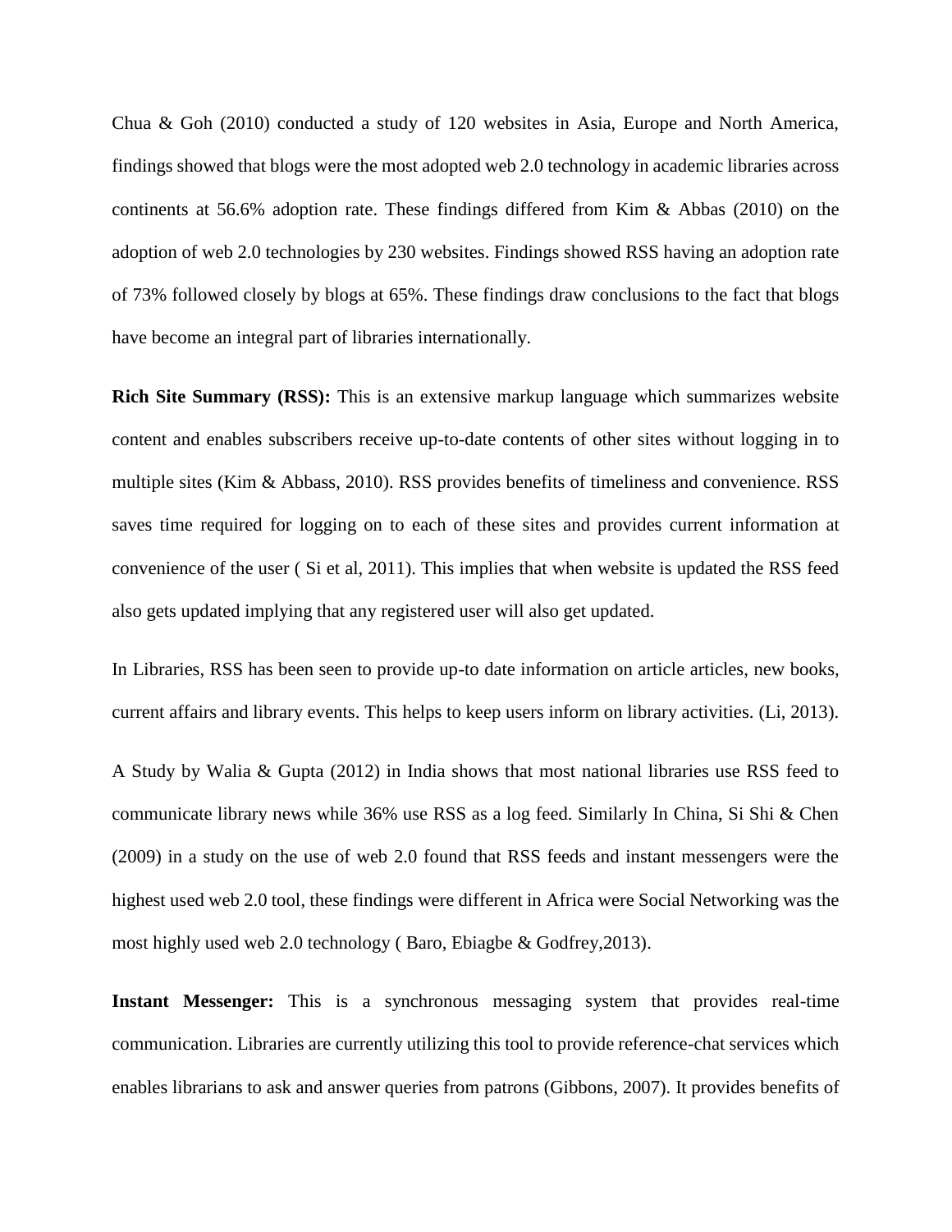Chua & Goh (2010) conducted a study of 120 websites in Asia, Europe and North America, findings showed that blogs were the most adopted web 2.0 technology in academic libraries across continents at 56.6% adoption rate. These findings differed from Kim & Abbas (2010) on the adoption of web 2.0 technologies by 230 websites. Findings showed RSS having an adoption rate of 73% followed closely by blogs at 65%. These findings draw conclusions to the fact that blogs have become an integral part of libraries internationally.

**Rich Site Summary (RSS):** This is an extensive markup language which summarizes website content and enables subscribers receive up-to-date contents of other sites without logging in to multiple sites (Kim & Abbass, 2010). RSS provides benefits of timeliness and convenience. RSS saves time required for logging on to each of these sites and provides current information at convenience of the user ( Si et al, 2011). This implies that when website is updated the RSS feed also gets updated implying that any registered user will also get updated.

In Libraries, RSS has been seen to provide up-to date information on article articles, new books, current affairs and library events. This helps to keep users inform on library activities. (Li, 2013).

A Study by Walia & Gupta (2012) in India shows that most national libraries use RSS feed to communicate library news while 36% use RSS as a log feed. Similarly In China, Si Shi & Chen (2009) in a study on the use of web 2.0 found that RSS feeds and instant messengers were the highest used web 2.0 tool, these findings were different in Africa were Social Networking was the most highly used web 2.0 technology ( Baro, Ebiagbe & Godfrey,2013).

**Instant Messenger:** This is a synchronous messaging system that provides real-time communication. Libraries are currently utilizing this tool to provide reference-chat services which enables librarians to ask and answer queries from patrons (Gibbons, 2007). It provides benefits of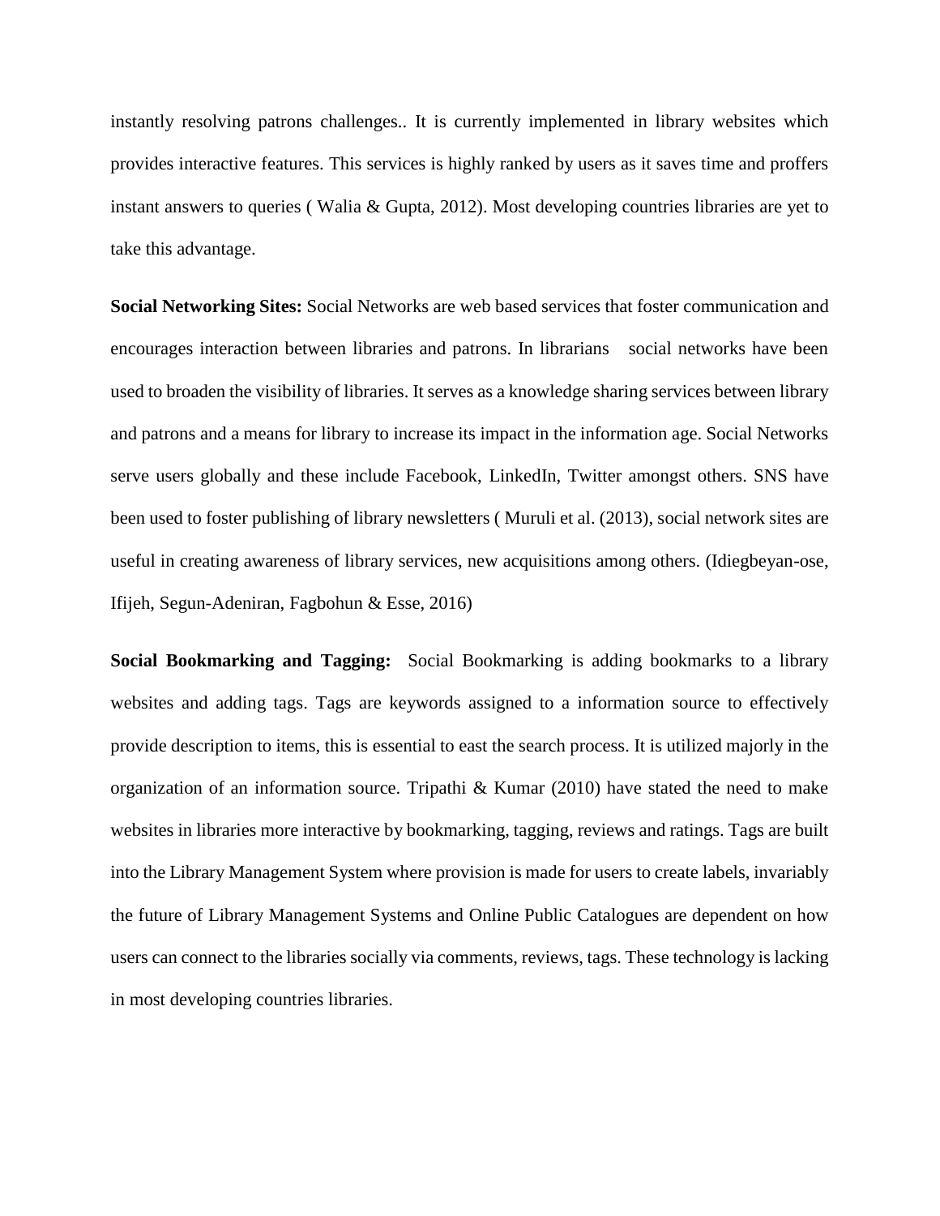instantly resolving patrons challenges.. It is currently implemented in library websites which provides interactive features. This services is highly ranked by users as it saves time and proffers instant answers to queries ( Walia & Gupta, 2012). Most developing countries libraries are yet to take this advantage.

**Social Networking Sites:** Social Networks are web based services that foster communication and encourages interaction between libraries and patrons. In librarians social networks have been used to broaden the visibility of libraries. It serves as a knowledge sharing services between library and patrons and a means for library to increase its impact in the information age. Social Networks serve users globally and these include Facebook, LinkedIn, Twitter amongst others. SNS have been used to foster publishing of library newsletters ( Muruli et al. (2013), social network sites are useful in creating awareness of library services, new acquisitions among others. (Idiegbeyan-ose, Ifijeh, Segun-Adeniran, Fagbohun & Esse, 2016)

**Social Bookmarking and Tagging:** Social Bookmarking is adding bookmarks to a library websites and adding tags. Tags are keywords assigned to a information source to effectively provide description to items, this is essential to east the search process. It is utilized majorly in the organization of an information source. Tripathi & Kumar (2010) have stated the need to make websites in libraries more interactive by bookmarking, tagging, reviews and ratings. Tags are built into the Library Management System where provision is made for users to create labels, invariably the future of Library Management Systems and Online Public Catalogues are dependent on how users can connect to the libraries socially via comments, reviews, tags. These technology is lacking in most developing countries libraries.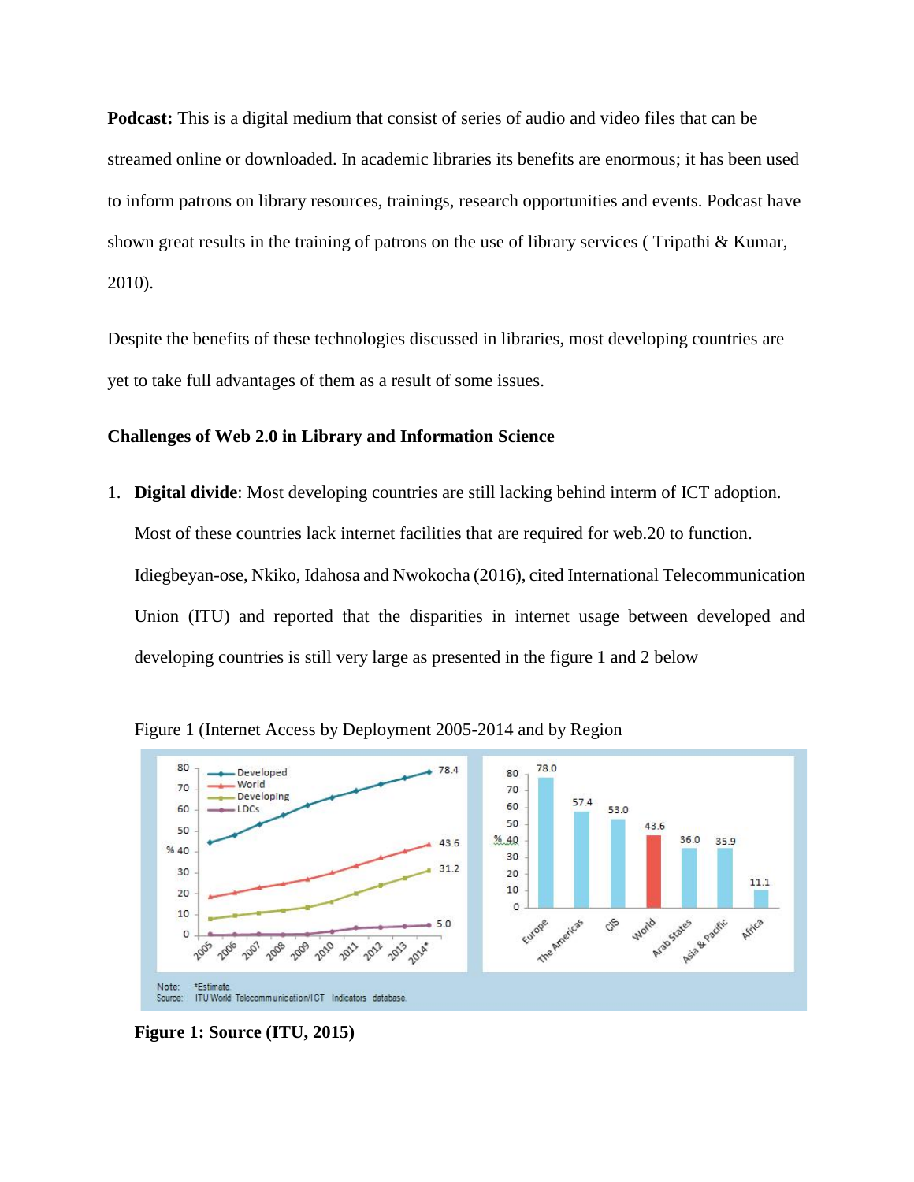**Podcast:** This is a digital medium that consist of series of audio and video files that can be streamed online or downloaded. In academic libraries its benefits are enormous; it has been used to inform patrons on library resources, trainings, research opportunities and events. Podcast have shown great results in the training of patrons on the use of library services ( Tripathi & Kumar, 2010).

Despite the benefits of these technologies discussed in libraries, most developing countries are yet to take full advantages of them as a result of some issues.

## Challenges of Web 2.0 in Library and Information Science

1. **Digital divide**: Most developing countries are still lacking behind interm of ICT adoption. Most of these countries lack internet facilities that are required for web.20 to function. Idiegbeyan-ose, Nkiko, Idahosa and Nwokocha (2016), cited International Telecommunication Union (ITU) and reported that the disparities in internet usage between developed and developing countries is still very large as presented in the figure 1 and 2 below

Figure 1 (Internet Access by Deployment 2005-2014 and by Region

**Figure 1: Source (ITU, 2015)**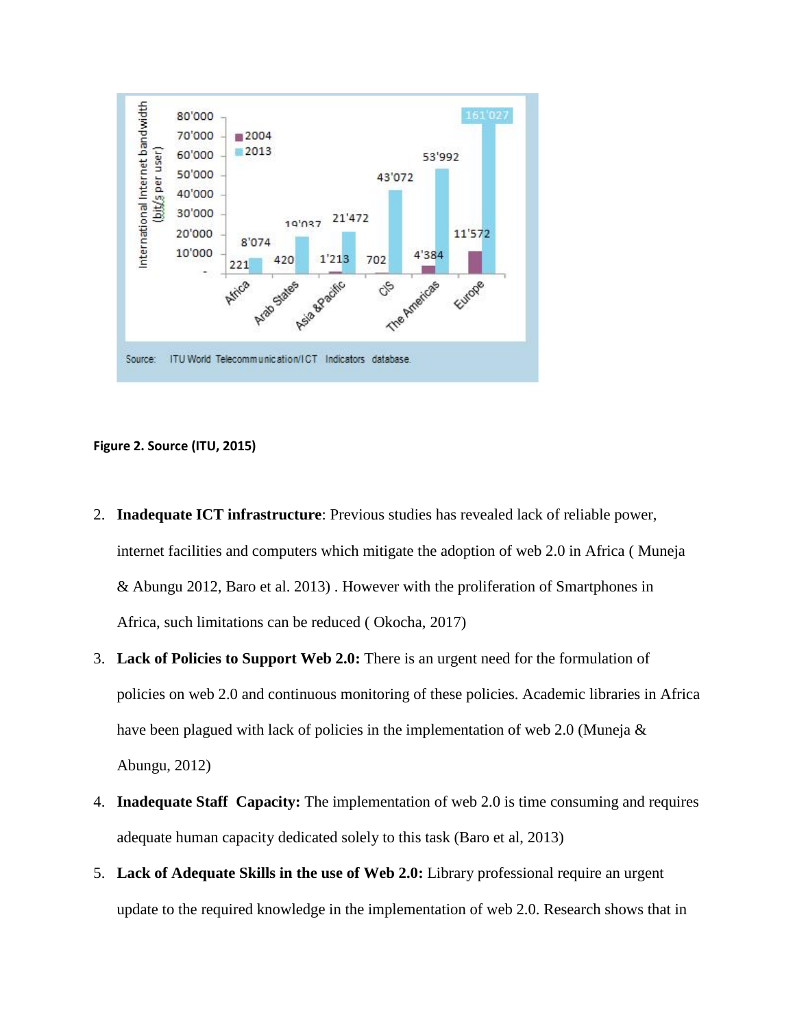**Figure 2. Source (ITU, 2015)**

2. **Inadequate ICT infrastructure**: Previous studies has revealed lack of reliable power, internet facilities and computers which mitigate the adoption of web 2.0 in Africa ( Muneja & Abungu 2012, Baro et al. 2013) . However with the proliferation of Smartphones in Africa, such limitations can be reduced ( Okocha, 2017)
3. **Lack of Policies to Support Web 2.0:** There is an urgent need for the formulation of policies on web 2.0 and continuous monitoring of these policies. Academic libraries in Africa have been plagued with lack of policies in the implementation of web 2.0 (Muneja & Abungu, 2012)
4. **Inadequate Staff Capacity:** The implementation of web 2.0 is time consuming and requires adequate human capacity dedicated solely to this task (Baro et al, 2013)
5. **Lack of Adequate Skills in the use of Web 2.0:** Library professional require an urgent update to the required knowledge in the implementation of web 2.0. Research shows that in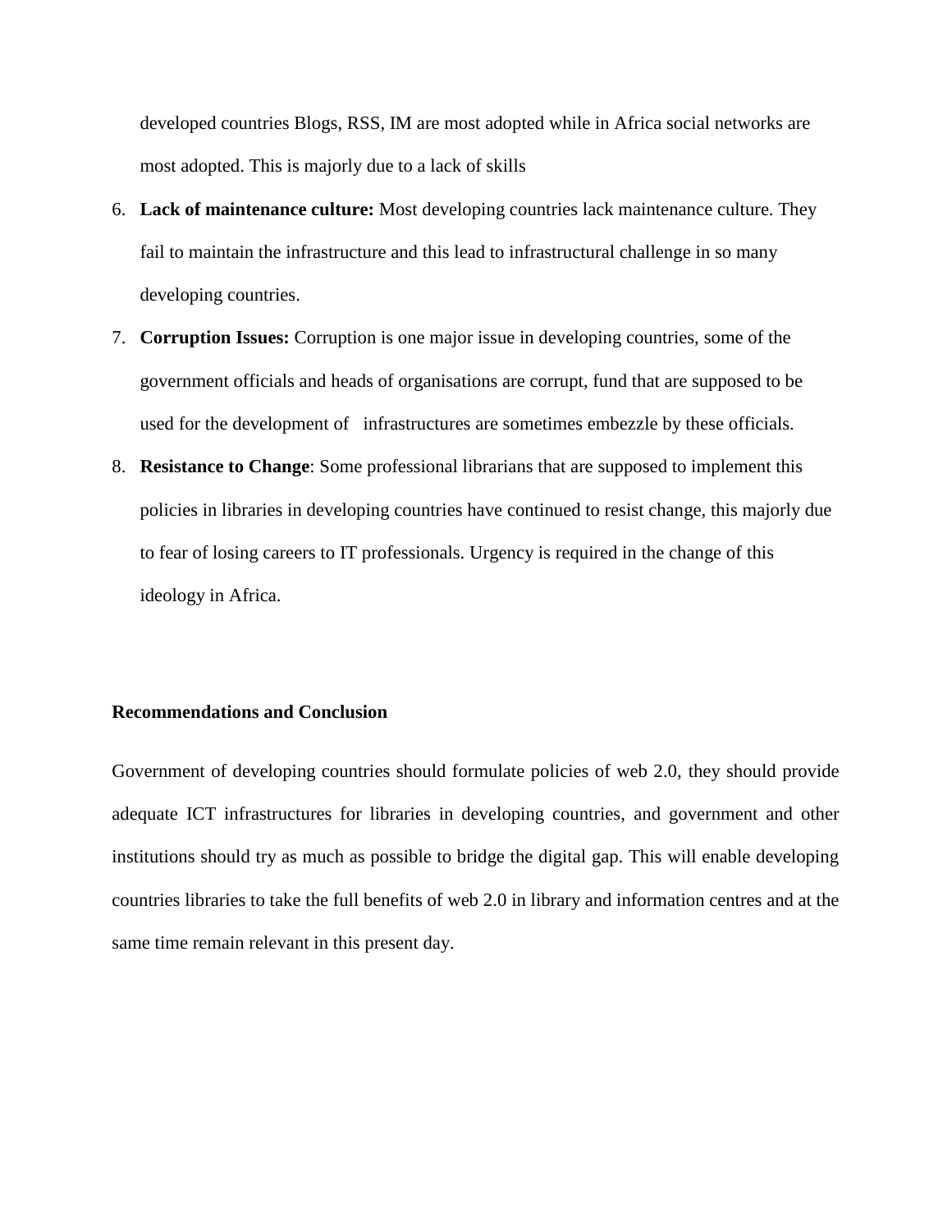developed countries Blogs, RSS, IM are most adopted while in Africa social networks are most adopted. This is majorly due to a lack of skills

6. **Lack of maintenance culture:** Most developing countries lack maintenance culture. They fail to maintain the infrastructure and this lead to infrastructural challenge in so many developing countries.
7. **Corruption Issues:** Corruption is one major issue in developing countries, some of the government officials and heads of organisations are corrupt, fund that are supposed to be used for the development of infrastructures are sometimes embezzle by these officials.
8. **Resistance to Change**: Some professional librarians that are supposed to implement this policies in libraries in developing countries have continued to resist change, this majorly due to fear of losing careers to IT professionals. Urgency is required in the change of this ideology in Africa.

**Recommendations and Conclusion**

Government of developing countries should formulate policies of web 2.0, they should provide adequate ICT infrastructures for libraries in developing countries, and government and other institutions should try as much as possible to bridge the digital gap. This will enable developing countries libraries to take the full benefits of web 2.0 in library and information centres and at the same time remain relevant in this present day.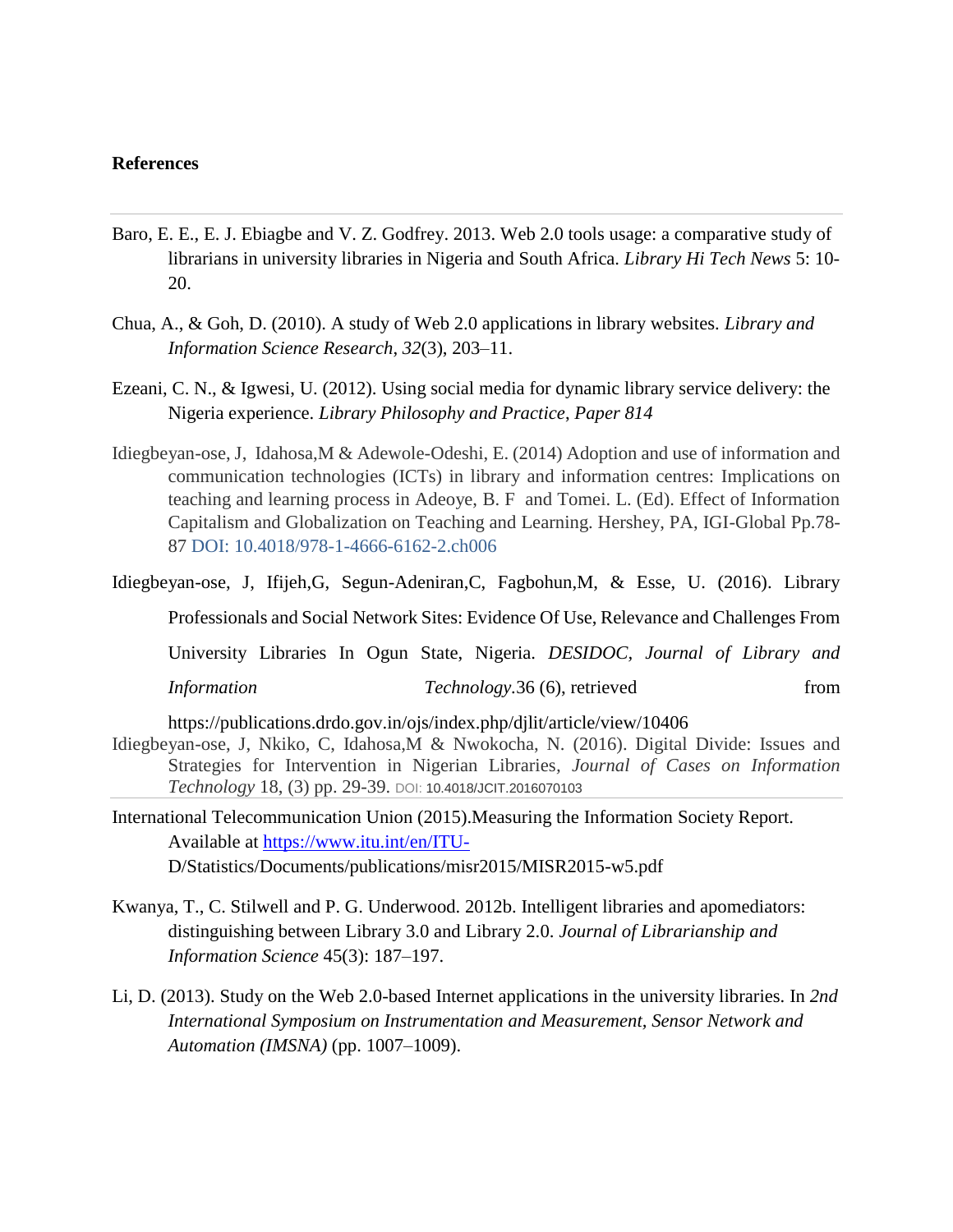**References**

Baro, E. E., E. J. Ebiagbe and V. Z. Godfrey. 2013. Web 2.0 tools usage: a comparative study of librarians in university libraries in Nigeria and South Africa. *Library Hi Tech News* 5: 10-20.

Chua, A., & Goh, D. (2010). A study of Web 2.0 applications in library websites. *Library and Information Science Research*, *32*(3), 203–11.

Ezeani, C. N., & Igwesi, U. (2012). Using social media for dynamic library service delivery: the Nigeria experience. *Library Philosophy and Practice*, *Paper 814*

Idiegbeyan-ose, J, Idahosa,M & Adewole-Odeshi, E. (2014) Adoption and use of information and communication technologies (ICTs) in library and information centres: Implications on teaching and learning process in Adeoye, B. F and Tomei. L. (Ed). Effect of Information Capitalism and Globalization on Teaching and Learning. Hershey, PA, IGI-Global Pp.78-87 DOI: 10.4018/978-1-4666-6162-2.ch006

Idiegbeyan-ose, J, Ifijeh,G, Segun-Adeniran,C, Fagbohun,M, & Esse, U. (2016). Library Professionals and Social Network Sites: Evidence Of Use, Relevance and Challenges From University Libraries In Ogun State, Nigeria. *DESIDOC, Journal of Library and Information Technology*.36 (6), retrieved from https://publications.drdo.gov.in/ojs/index.php/djlit/article/view/10406

Idiegbeyan-ose, J, Nkiko, C, Idahosa,M & Nwokocha, N. (2016). Digital Divide: Issues and Strategies for Intervention in Nigerian Libraries, *Journal of Cases on Information Technology* 18, (3) pp. 29-39. DOI: 10.4018/JCIT.2016070103

International Telecommunication Union (2015).Measuring the Information Society Report. Available at https://www.itu.int/en/ITU-D/Statistics/Documents/publications/misr2015/MISR2015-w5.pdf

Kwanya, T., C. Stilwell and P. G. Underwood. 2012b. Intelligent libraries and apomediators: distinguishing between Library 3.0 and Library 2.0. *Journal of Librarianship and Information Science* 45(3): 187–197.

Li, D. (2013). Study on the Web 2.0-based Internet applications in the university libraries. In *2nd International Symposium on Instrumentation and Measurement, Sensor Network and Automation (IMSNA)* (pp. 1007–1009).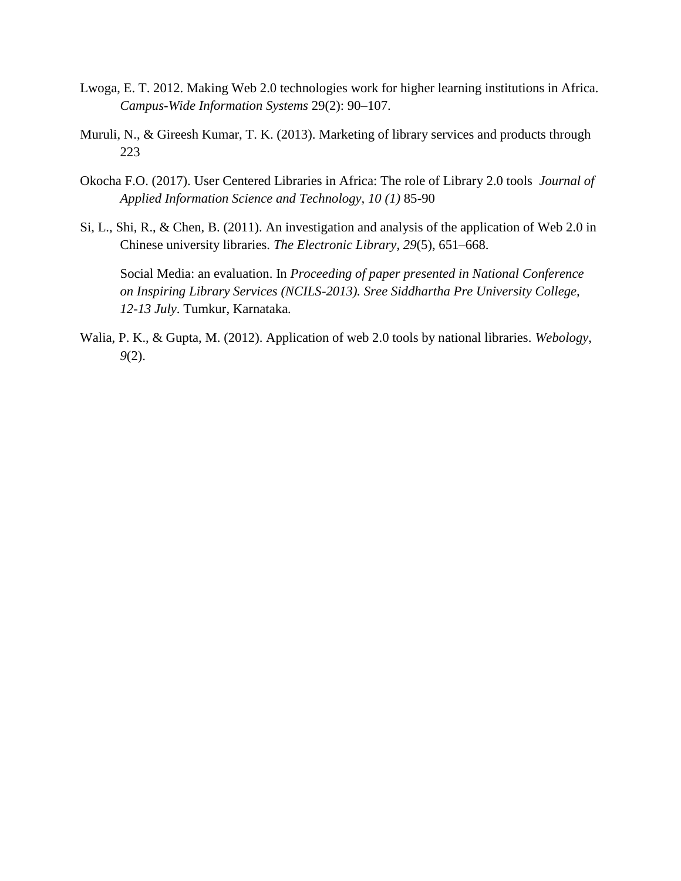Lwoga, E. T. 2012. Making Web 2.0 technologies work for higher learning institutions in Africa. *Campus-Wide Information Systems* 29(2): 90–107.

Muruli, N., & Gireesh Kumar, T. K. (2013). Marketing of library services and products through 223

Okocha F.O. (2017). User Centered Libraries in Africa: The role of Library 2.0 tools *Journal of Applied Information Science and Technology, 10 (1)* 85-90

Si, L., Shi, R., & Chen, B. (2011). An investigation and analysis of the application of Web 2.0 in Chinese university libraries. *The Electronic Library*, *29*(5), 651–668.

Social Media: an evaluation. In *Proceeding of paper presented in National Conference on Inspiring Library Services (NCILS-2013). Sree Siddhartha Pre University College, 12-13 July*. Tumkur, Karnataka.

Walia, P. K., & Gupta, M. (2012). Application of web 2.0 tools by national libraries. *Webology*, *9*(2).